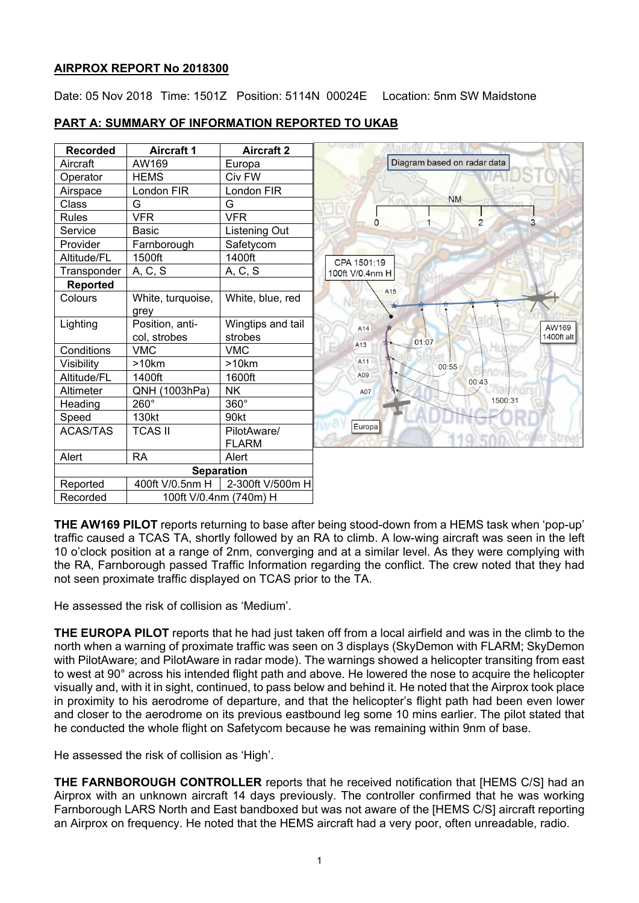**AIRPROX REPORT No 2018300**

Date: 05 Nov 2018 Time: 1501Z Position: 5114N 00024E Location: 5nm SW Maidstone

**PART A: SUMMARY OF INFORMATION REPORTED TO UKAB**

| Recorded | Aircraft 1 | Aircraft 2 |
|---|---|---|
| Aircraft | AW169 | Europa |
| Operator | HEMS | Civ FW |
| Airspace | London FIR | London FIR |
| Class | G | G |
| Rules | VFR | VFR |
| Service | Basic | Listening Out |
| Provider | Farnborough | Safetycom |
| Altitude/FL | 1500ft | 1400ft |
| Transponder | A, C, S | A, C, S |
| **Reported** | | |
| Colours | White, turquoise, grey | White, blue, red |
| Lighting | Position, anti-col, strobes | Wingtips and tail strobes |
| Conditions | VMC | VMC |
| Visibility | >10km | >10km |
| Altitude/FL | 1400ft | 1600ft |
| Altimeter | QNH (1003hPa) | NK |
| Heading | 260° | 360° |
| Speed | 130kt | 90kt |
| ACAS/TAS | TCAS II | PilotAware/ FLARM |
| Alert | RA | Alert |
| **Separation** | | |
| Reported | 400ft V/0.5nm H | 2-300ft V/500m H |
| Recorded | 100ft V/0.4nm (740m) H | |

Diagram based on radar data

CPA 1501:19 100ft V/0.4nm H

**THE AW169 PILOT** reports returning to base after being stood-down from a HEMS task when 'pop-up' traffic caused a TCAS TA, shortly followed by an RA to climb. A low-wing aircraft was seen in the left 10 o'clock position at a range of 2nm, converging and at a similar level. As they were complying with the RA, Farnborough passed Traffic Information regarding the conflict. The crew noted that they had not seen proximate traffic displayed on TCAS prior to the TA.

He assessed the risk of collision as 'Medium'.

**THE EUROPA PILOT** reports that he had just taken off from a local airfield and was in the climb to the north when a warning of proximate traffic was seen on 3 displays (SkyDemon with FLARM; SkyDemon with PilotAware; and PilotAware in radar mode). The warnings showed a helicopter transiting from east to west at 90° across his intended flight path and above. He lowered the nose to acquire the helicopter visually and, with it in sight, continued, to pass below and behind it. He noted that the Airprox took place in proximity to his aerodrome of departure, and that the helicopter's flight path had been even lower and closer to the aerodrome on its previous eastbound leg some 10 mins earlier. The pilot stated that he conducted the whole flight on Safetycom because he was remaining within 9nm of base.

He assessed the risk of collision as 'High'.

**THE FARNBOROUGH CONTROLLER** reports that he received notification that [HEMS C/S] had an Airprox with an unknown aircraft 14 days previously. The controller confirmed that he was working Farnborough LARS North and East bandboxed but was not aware of the [HEMS C/S] aircraft reporting an Airprox on frequency. He noted that the HEMS aircraft had a very poor, often unreadable, radio.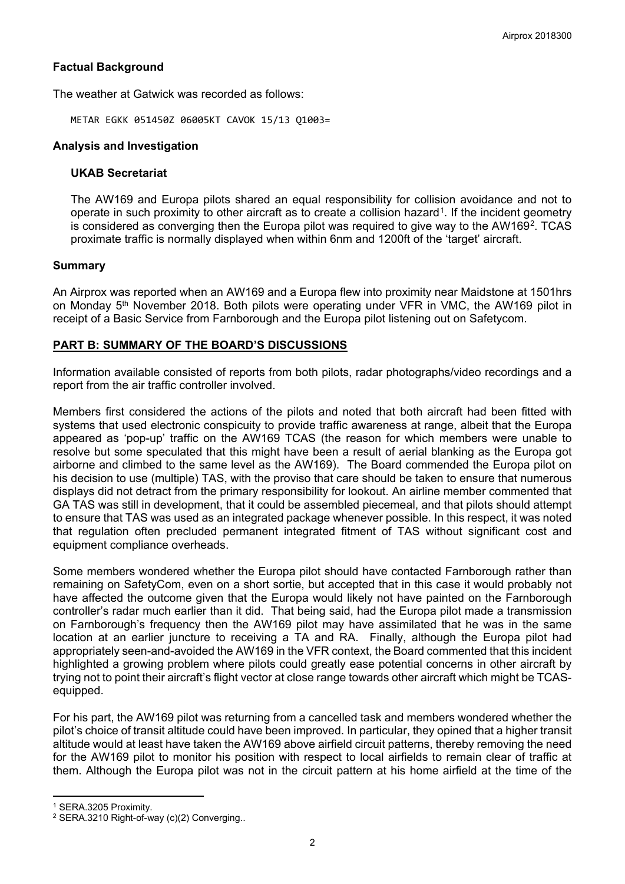## Factual Background

The weather at Gatwick was recorded as follows:

```
METAR EGKK 051450Z 06005KT CAVOK 15/13 Q1003=
```

## Analysis and Investigation

### UKAB Secretariat

The AW169 and Europa pilots shared an equal responsibility for collision avoidance and not to operate in such proximity to other aircraft as to create a collision hazard[1]. If the incident geometry is considered as converging then the Europa pilot was required to give way to the AW169[2]. TCAS proximate traffic is normally displayed when within 6nm and 1200ft of the 'target' aircraft.

## Summary

An Airprox was reported when an AW169 and a Europa flew into proximity near Maidstone at 1501hrs on Monday 5th November 2018. Both pilots were operating under VFR in VMC, the AW169 pilot in receipt of a Basic Service from Farnborough and the Europa pilot listening out on Safetycom.

## PART B: SUMMARY OF THE BOARD'S DISCUSSIONS

Information available consisted of reports from both pilots, radar photographs/video recordings and a report from the air traffic controller involved.

Members first considered the actions of the pilots and noted that both aircraft had been fitted with systems that used electronic conspicuity to provide traffic awareness at range, albeit that the Europa appeared as 'pop-up' traffic on the AW169 TCAS (the reason for which members were unable to resolve but some speculated that this might have been a result of aerial blanking as the Europa got airborne and climbed to the same level as the AW169). The Board commended the Europa pilot on his decision to use (multiple) TAS, with the proviso that care should be taken to ensure that numerous displays did not detract from the primary responsibility for lookout. An airline member commented that GA TAS was still in development, that it could be assembled piecemeal, and that pilots should attempt to ensure that TAS was used as an integrated package whenever possible. In this respect, it was noted that regulation often precluded permanent integrated fitment of TAS without significant cost and equipment compliance overheads.

Some members wondered whether the Europa pilot should have contacted Farnborough rather than remaining on SafetyCom, even on a short sortie, but accepted that in this case it would probably not have affected the outcome given that the Europa would likely not have painted on the Farnborough controller's radar much earlier than it did. That being said, had the Europa pilot made a transmission on Farnborough's frequency then the AW169 pilot may have assimilated that he was in the same location at an earlier juncture to receiving a TA and RA. Finally, although the Europa pilot had appropriately seen-and-avoided the AW169 in the VFR context, the Board commented that this incident highlighted a growing problem where pilots could greatly ease potential concerns in other aircraft by trying not to point their aircraft's flight vector at close range towards other aircraft which might be TCAS-equipped.

For his part, the AW169 pilot was returning from a cancelled task and members wondered whether the pilot's choice of transit altitude could have been improved. In particular, they opined that a higher transit altitude would at least have taken the AW169 above airfield circuit patterns, thereby removing the need for the AW169 pilot to monitor his position with respect to local airfields to remain clear of traffic at them. Although the Europa pilot was not in the circuit pattern at his home airfield at the time of the

---

[1] SERA.3205 Proximity.

[2] SERA.3210 Right-of-way (c)(2) Converging..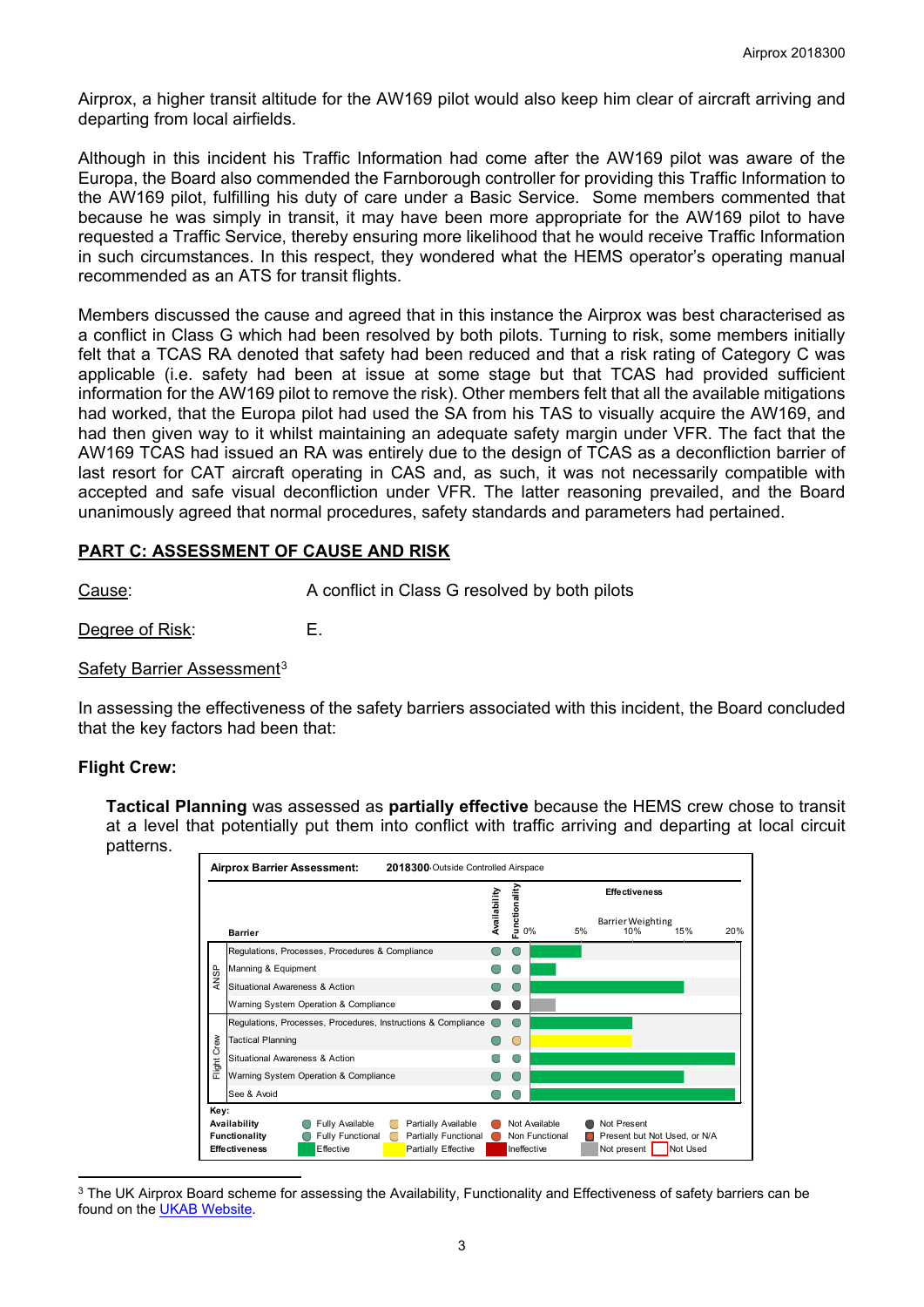Airprox, a higher transit altitude for the AW169 pilot would also keep him clear of aircraft arriving and departing from local airfields.

Although in this incident his Traffic Information had come after the AW169 pilot was aware of the Europa, the Board also commended the Farnborough controller for providing this Traffic Information to the AW169 pilot, fulfilling his duty of care under a Basic Service. Some members commented that because he was simply in transit, it may have been more appropriate for the AW169 pilot to have requested a Traffic Service, thereby ensuring more likelihood that he would receive Traffic Information in such circumstances. In this respect, they wondered what the HEMS operator's operating manual recommended as an ATS for transit flights.

Members discussed the cause and agreed that in this instance the Airprox was best characterised as a conflict in Class G which had been resolved by both pilots. Turning to risk, some members initially felt that a TCAS RA denoted that safety had been reduced and that a risk rating of Category C was applicable (i.e. safety had been at issue at some stage but that TCAS had provided sufficient information for the AW169 pilot to remove the risk). Other members felt that all the available mitigations had worked, that the Europa pilot had used the SA from his TAS to visually acquire the AW169, and had then given way to it whilst maintaining an adequate safety margin under VFR. The fact that the AW169 TCAS had issued an RA was entirely due to the design of TCAS as a deconfliction barrier of last resort for CAT aircraft operating in CAS and, as such, it was not necessarily compatible with accepted and safe visual deconfliction under VFR. The latter reasoning prevailed, and the Board unanimously agreed that normal procedures, safety standards and parameters had pertained.

## PART C: ASSESSMENT OF CAUSE AND RISK

Cause: A conflict in Class G resolved by both pilots

Degree of Risk: E.

Safety Barrier Assessment[3]

In assessing the effectiveness of the safety barriers associated with this incident, the Board concluded that the key factors had been that:

**Flight Crew:**

**Tactical Planning** was assessed as **partially effective** because the HEMS crew chose to transit at a level that potentially put them into conflict with traffic arriving and departing at local circuit patterns.

Airprox Barrier Assessment: 2018300-Outside Controlled Airspace

Barrier
Availability
Functionality
Effectiveness
Barrier Weighting
0%
5%
10%
15%
20%

ANSP
Regulations, Processes, Procedures & Compliance
Manning & Equipment
Situational Awareness & Action
Warning System Operation & Compliance

Flight Crew
Regulations, Processes, Procedures, Instructions & Compliance
Tactical Planning
Situational Awareness & Action
Warning System Operation & Compliance
See & Avoid

Key:
Availability: Fully Available, Partially Available, Not Available, Not Present
Functionality: Fully Functional, Partially Functional, Non Functional, Present but Not Used, or N/A
Effectiveness: Effective, Partially Effective, Ineffective, Not present, Not Used

[3] The UK Airprox Board scheme for assessing the Availability, Functionality and Effectiveness of safety barriers can be found on the UKAB Website.